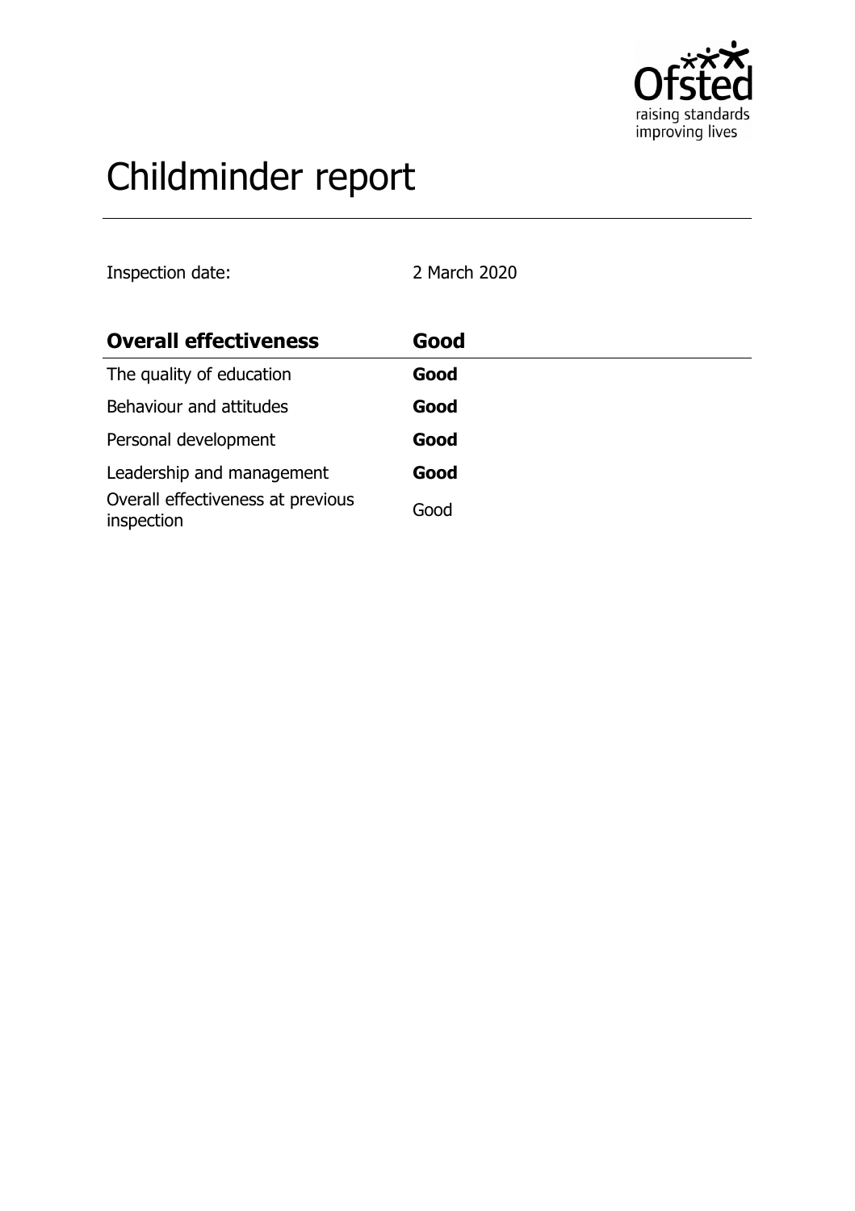# Childminder report

Inspection date: 2 March 2020

| **Overall effectiveness** | **Good** |
|---|---|
| The quality of education | **Good** |
| Behaviour and attitudes | **Good** |
| Personal development | **Good** |
| Leadership and management | **Good** |
| Overall effectiveness at previous inspection | Good |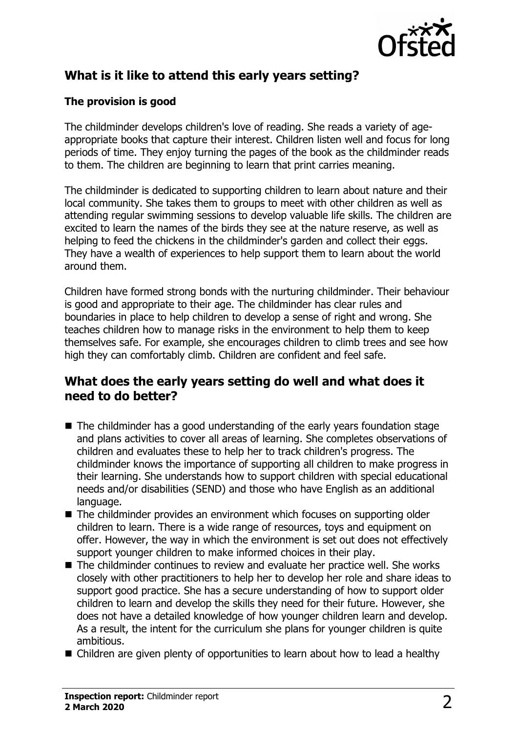## What is it like to attend this early years setting?

### The provision is good

The childminder develops children's love of reading. She reads a variety of age-appropriate books that capture their interest. Children listen well and focus for long periods of time. They enjoy turning the pages of the book as the childminder reads to them. The children are beginning to learn that print carries meaning.

The childminder is dedicated to supporting children to learn about nature and their local community. She takes them to groups to meet with other children as well as attending regular swimming sessions to develop valuable life skills. The children are excited to learn the names of the birds they see at the nature reserve, as well as helping to feed the chickens in the childminder's garden and collect their eggs. They have a wealth of experiences to help support them to learn about the world around them.

Children have formed strong bonds with the nurturing childminder. Their behaviour is good and appropriate to their age. The childminder has clear rules and boundaries in place to help children to develop a sense of right and wrong. She teaches children how to manage risks in the environment to help them to keep themselves safe. For example, she encourages children to climb trees and see how high they can comfortably climb. Children are confident and feel safe.

## What does the early years setting do well and what does it need to do better?

- The childminder has a good understanding of the early years foundation stage and plans activities to cover all areas of learning. She completes observations of children and evaluates these to help her to track children's progress. The childminder knows the importance of supporting all children to make progress in their learning. She understands how to support children with special educational needs and/or disabilities (SEND) and those who have English as an additional language.
- The childminder provides an environment which focuses on supporting older children to learn. There is a wide range of resources, toys and equipment on offer. However, the way in which the environment is set out does not effectively support younger children to make informed choices in their play.
- The childminder continues to review and evaluate her practice well. She works closely with other practitioners to help her to develop her role and share ideas to support good practice. She has a secure understanding of how to support older children to learn and develop the skills they need for their future. However, she does not have a detailed knowledge of how younger children learn and develop. As a result, the intent for the curriculum she plans for younger children is quite ambitious.
- Children are given plenty of opportunities to learn about how to lead a healthy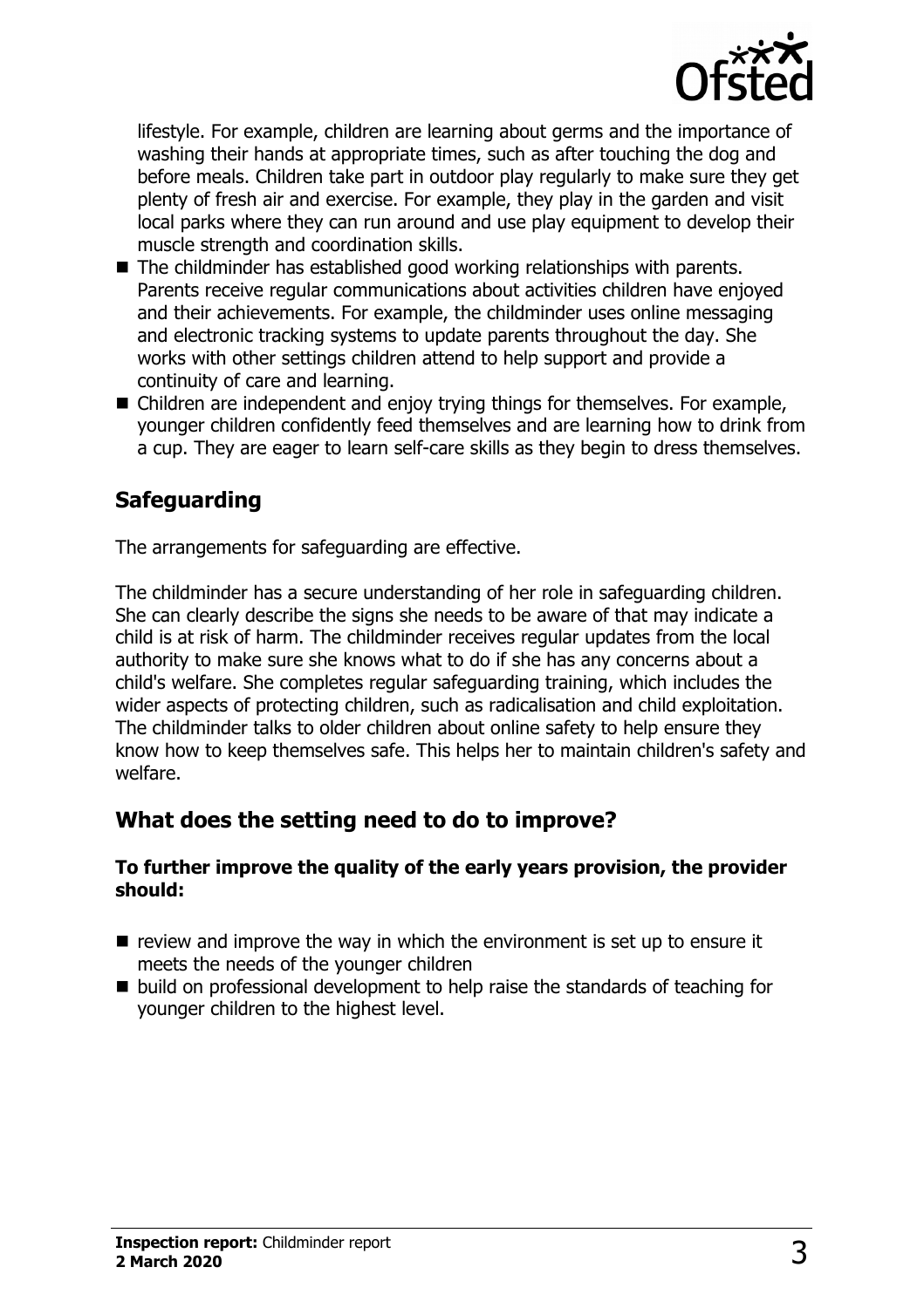lifestyle. For example, children are learning about germs and the importance of washing their hands at appropriate times, such as after touching the dog and before meals. Children take part in outdoor play regularly to make sure they get plenty of fresh air and exercise. For example, they play in the garden and visit local parks where they can run around and use play equipment to develop their muscle strength and coordination skills.

- The childminder has established good working relationships with parents. Parents receive regular communications about activities children have enjoyed and their achievements. For example, the childminder uses online messaging and electronic tracking systems to update parents throughout the day. She works with other settings children attend to help support and provide a continuity of care and learning.
- Children are independent and enjoy trying things for themselves. For example, younger children confidently feed themselves and are learning how to drink from a cup. They are eager to learn self-care skills as they begin to dress themselves.

## Safeguarding

The arrangements for safeguarding are effective.

The childminder has a secure understanding of her role in safeguarding children. She can clearly describe the signs she needs to be aware of that may indicate a child is at risk of harm. The childminder receives regular updates from the local authority to make sure she knows what to do if she has any concerns about a child's welfare. She completes regular safeguarding training, which includes the wider aspects of protecting children, such as radicalisation and child exploitation. The childminder talks to older children about online safety to help ensure they know how to keep themselves safe. This helps her to maintain children's safety and welfare.

## What does the setting need to do to improve?

**To further improve the quality of the early years provision, the provider should:**

- review and improve the way in which the environment is set up to ensure it meets the needs of the younger children
- build on professional development to help raise the standards of teaching for younger children to the highest level.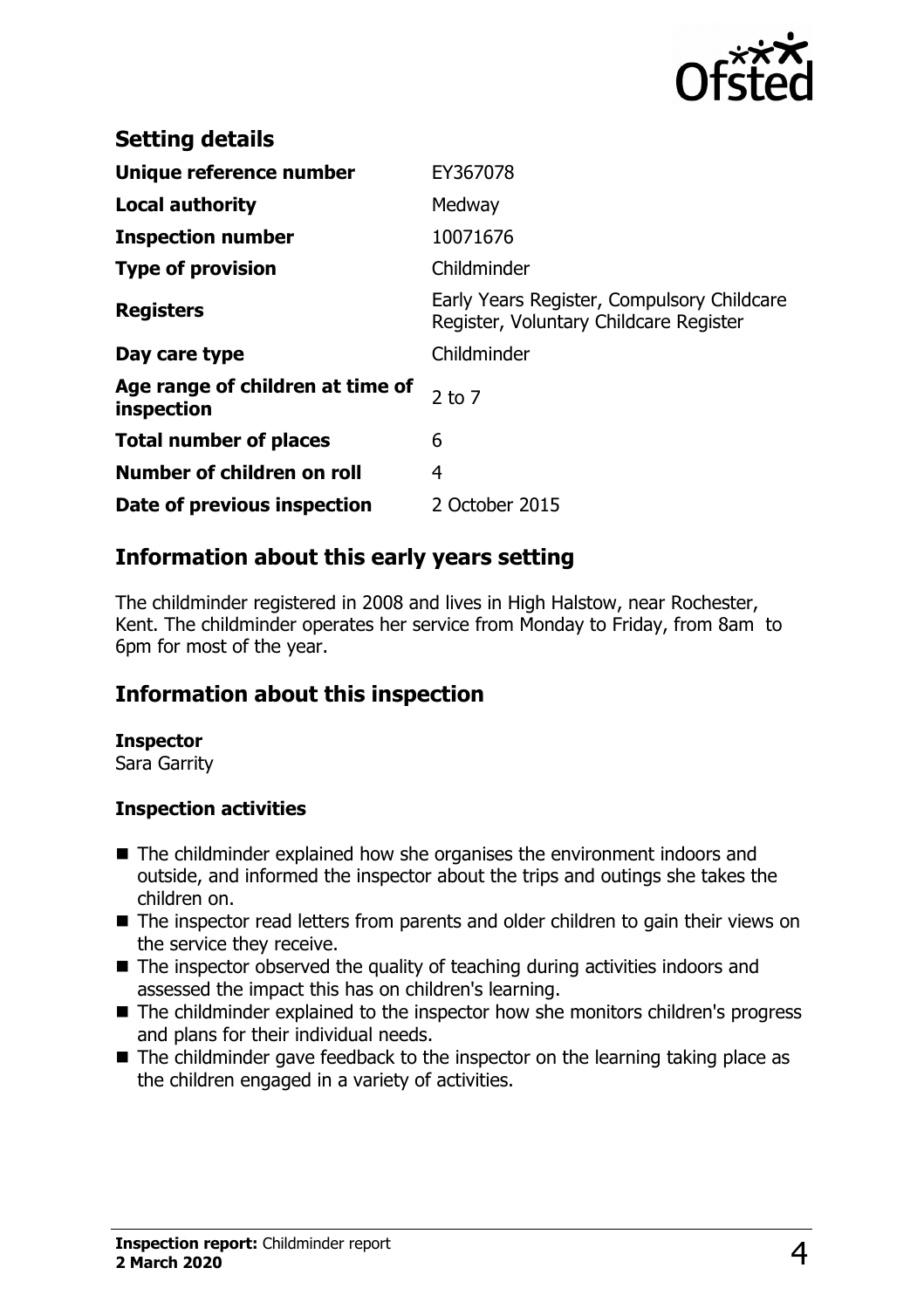## Setting details

| | |
|---|---|
| **Unique reference number** | EY367078 |
| **Local authority** | Medway |
| **Inspection number** | 10071676 |
| **Type of provision** | Childminder |
| **Registers** | Early Years Register, Compulsory Childcare Register, Voluntary Childcare Register |
| **Day care type** | Childminder |
| **Age range of children at time of inspection** | 2 to 7 |
| **Total number of places** | 6 |
| **Number of children on roll** | 4 |
| **Date of previous inspection** | 2 October 2015 |

## Information about this early years setting

The childminder registered in 2008 and lives in High Halstow, near Rochester, Kent. The childminder operates her service from Monday to Friday, from 8am to 6pm for most of the year.

## Information about this inspection

**Inspector**
Sara Garrity

### Inspection activities

- The childminder explained how she organises the environment indoors and outside, and informed the inspector about the trips and outings she takes the children on.
- The inspector read letters from parents and older children to gain their views on the service they receive.
- The inspector observed the quality of teaching during activities indoors and assessed the impact this has on children's learning.
- The childminder explained to the inspector how she monitors children's progress and plans for their individual needs.
- The childminder gave feedback to the inspector on the learning taking place as the children engaged in a variety of activities.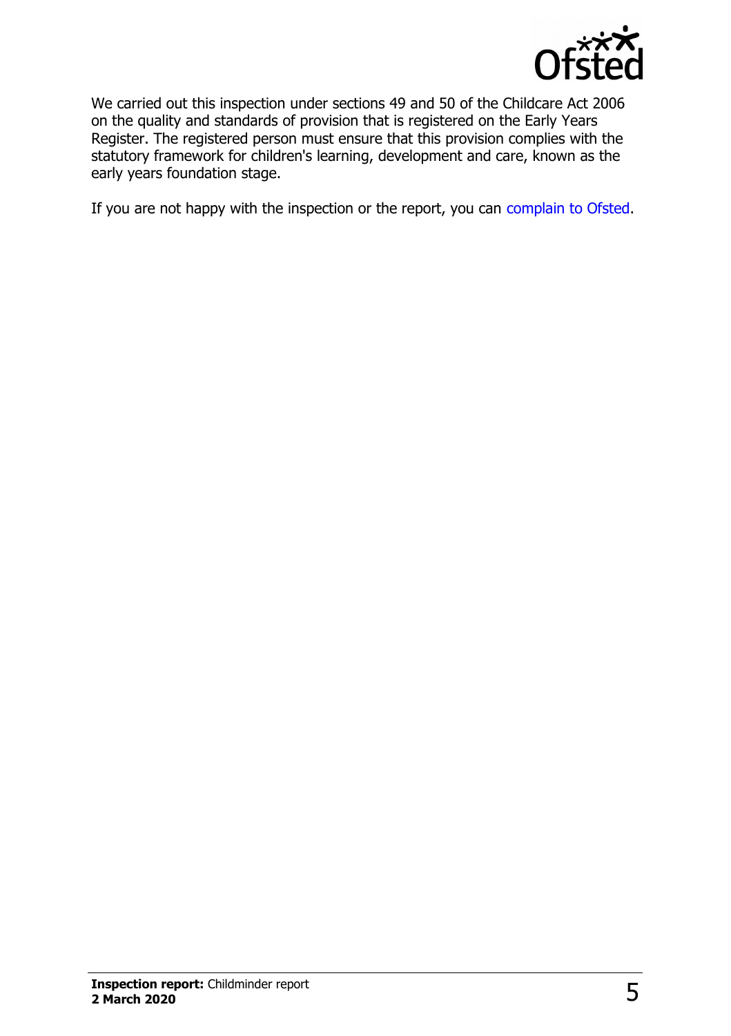We carried out this inspection under sections 49 and 50 of the Childcare Act 2006 on the quality and standards of provision that is registered on the Early Years Register. The registered person must ensure that this provision complies with the statutory framework for children's learning, development and care, known as the early years foundation stage.

If you are not happy with the inspection or the report, you can complain to Ofsted.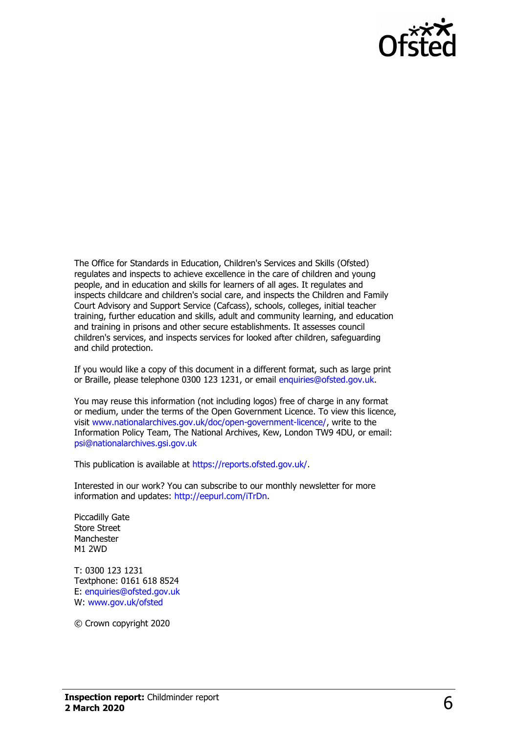The Office for Standards in Education, Children's Services and Skills (Ofsted) regulates and inspects to achieve excellence in the care of children and young people, and in education and skills for learners of all ages. It regulates and inspects childcare and children's social care, and inspects the Children and Family Court Advisory and Support Service (Cafcass), schools, colleges, initial teacher training, further education and skills, adult and community learning, and education and training in prisons and other secure establishments. It assesses council children's services, and inspects services for looked after children, safeguarding and child protection.

If you would like a copy of this document in a different format, such as large print or Braille, please telephone 0300 123 1231, or email enquiries@ofsted.gov.uk.

You may reuse this information (not including logos) free of charge in any format or medium, under the terms of the Open Government Licence. To view this licence, visit www.nationalarchives.gov.uk/doc/open-government-licence/, write to the Information Policy Team, The National Archives, Kew, London TW9 4DU, or email: psi@nationalarchives.gsi.gov.uk

This publication is available at https://reports.ofsted.gov.uk/.

Interested in our work? You can subscribe to our monthly newsletter for more information and updates: http://eepurl.com/iTrDn.

Piccadilly Gate
Store Street
Manchester
M1 2WD

T: 0300 123 1231
Textphone: 0161 618 8524
E: enquiries@ofsted.gov.uk
W: www.gov.uk/ofsted

© Crown copyright 2020